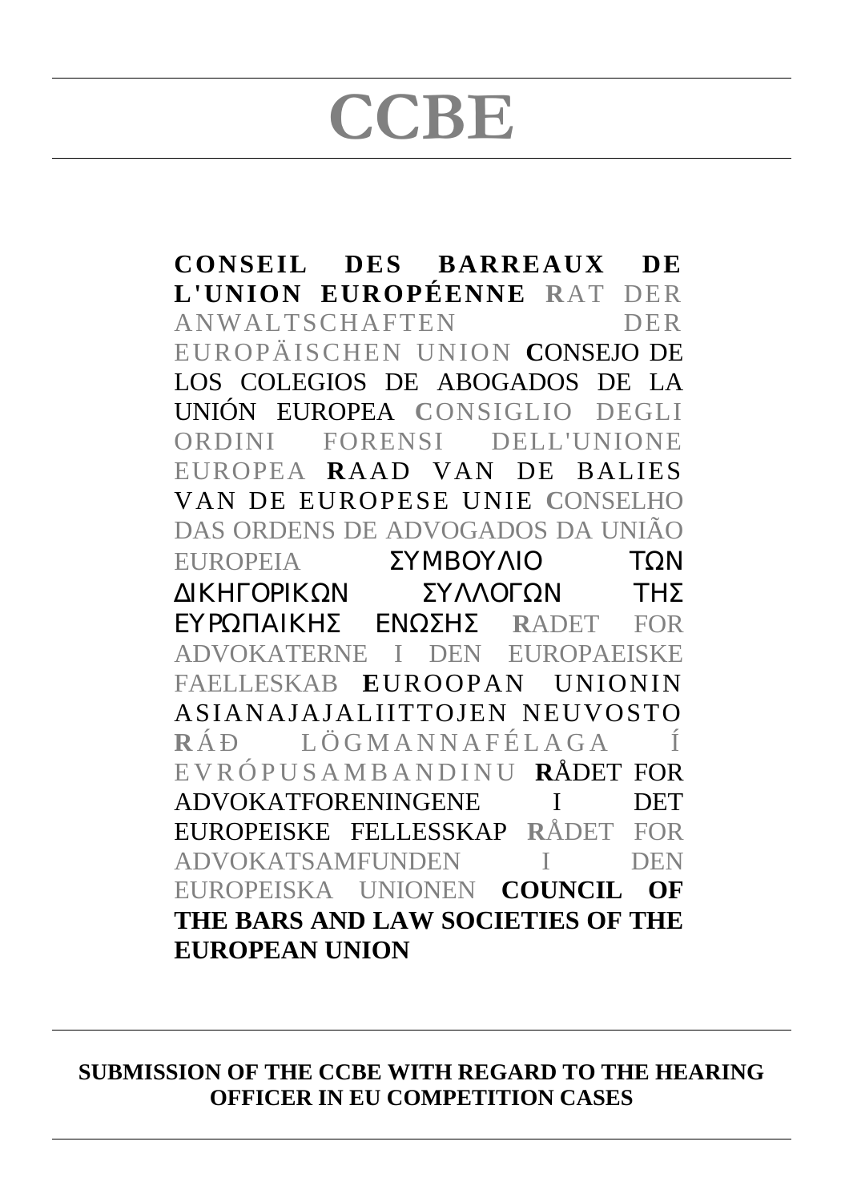# CCBE

**CONSEIL DES BARREAUX DE L'UNION EUROPÉENNE** RAT DER ANWALTSCHAFTEN DER EUROPÄISCHEN UNION CONSEJO DE LOS COLEGIOS DE ABOGADOS DE LA UNIÓN EUROPEA CONSIGLIO DEGLI ORDINI FORENSI DELL'UNIONE EUROPEA RAAD VAN DE BALIES VAN DE EUROPESE UNIE CONSELHO DAS ORDENS DE ADVOGADOS DA UNIÃO EUROPEIA ΣΥΜΒΟΥΛΙΟ ΤΩΝ ΔΙΚΗΓΟΡΙΚΩΝ ΣΥΛΛΟΓΩΝ ΤΗΣ ΕΥΡΩΠΑΙΚΗΣ ΕΝΩΣΗΣ RADET FOR ADVOKATERNE I DEN EUROPAEISKE FAELLESKAB EUROOPAN UNIONIN ASIANAJAJALIITTOJEN NEUVOSTO RÁÐ LÖGMANNAFÉLAGA Í EVRÓPUSAMBANDINU RÅDET FOR ADVOKATFORENINGENE I DET EUROPEISKE FELLESSKAP RÅDET FOR ADVOKATSAMFUNDEN I DEN EUROPEISKA UNIONEN **COUNCIL OF THE BARS AND LAW SOCIETIES OF THE EUROPEAN UNION**

---

## SUBMISSION OF THE CCBE WITH REGARD TO THE HEARING OFFICER IN EU COMPETITION CASES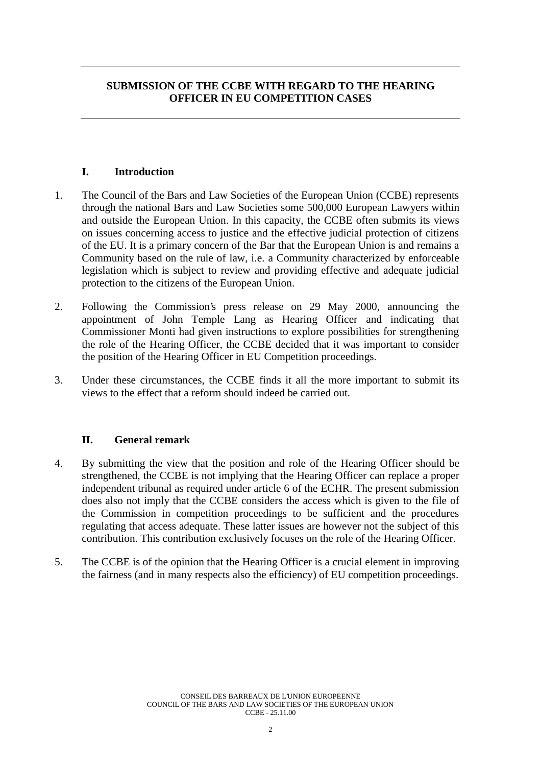# SUBMISSION OF THE CCBE WITH REGARD TO THE HEARING OFFICER IN EU COMPETITION CASES

## I. Introduction

1. The Council of the Bars and Law Societies of the European Union (CCBE) represents through the national Bars and Law Societies some 500,000 European Lawyers within and outside the European Union. In this capacity, the CCBE often submits its views on issues concerning access to justice and the effective judicial protection of citizens of the EU. It is a primary concern of the Bar that the European Union is and remains a Community based on the rule of law, i.e. a Community characterized by enforceable legislation which is subject to review and providing effective and adequate judicial protection to the citizens of the European Union.

2. Following the Commission's press release on 29 May 2000, announcing the appointment of John Temple Lang as Hearing Officer and indicating that Commissioner Monti had given instructions to explore possibilities for strengthening the role of the Hearing Officer, the CCBE decided that it was important to consider the position of the Hearing Officer in EU Competition proceedings.

3. Under these circumstances, the CCBE finds it all the more important to submit its views to the effect that a reform should indeed be carried out.

## II. General remark

4. By submitting the view that the position and role of the Hearing Officer should be strengthened, the CCBE is not implying that the Hearing Officer can replace a proper independent tribunal as required under article 6 of the ECHR. The present submission does also not imply that the CCBE considers the access which is given to the file of the Commission in competition proceedings to be sufficient and the procedures regulating that access adequate. These latter issues are however not the subject of this contribution. This contribution exclusively focuses on the role of the Hearing Officer.

5. The CCBE is of the opinion that the Hearing Officer is a crucial element in improving the fairness (and in many respects also the efficiency) of EU competition proceedings.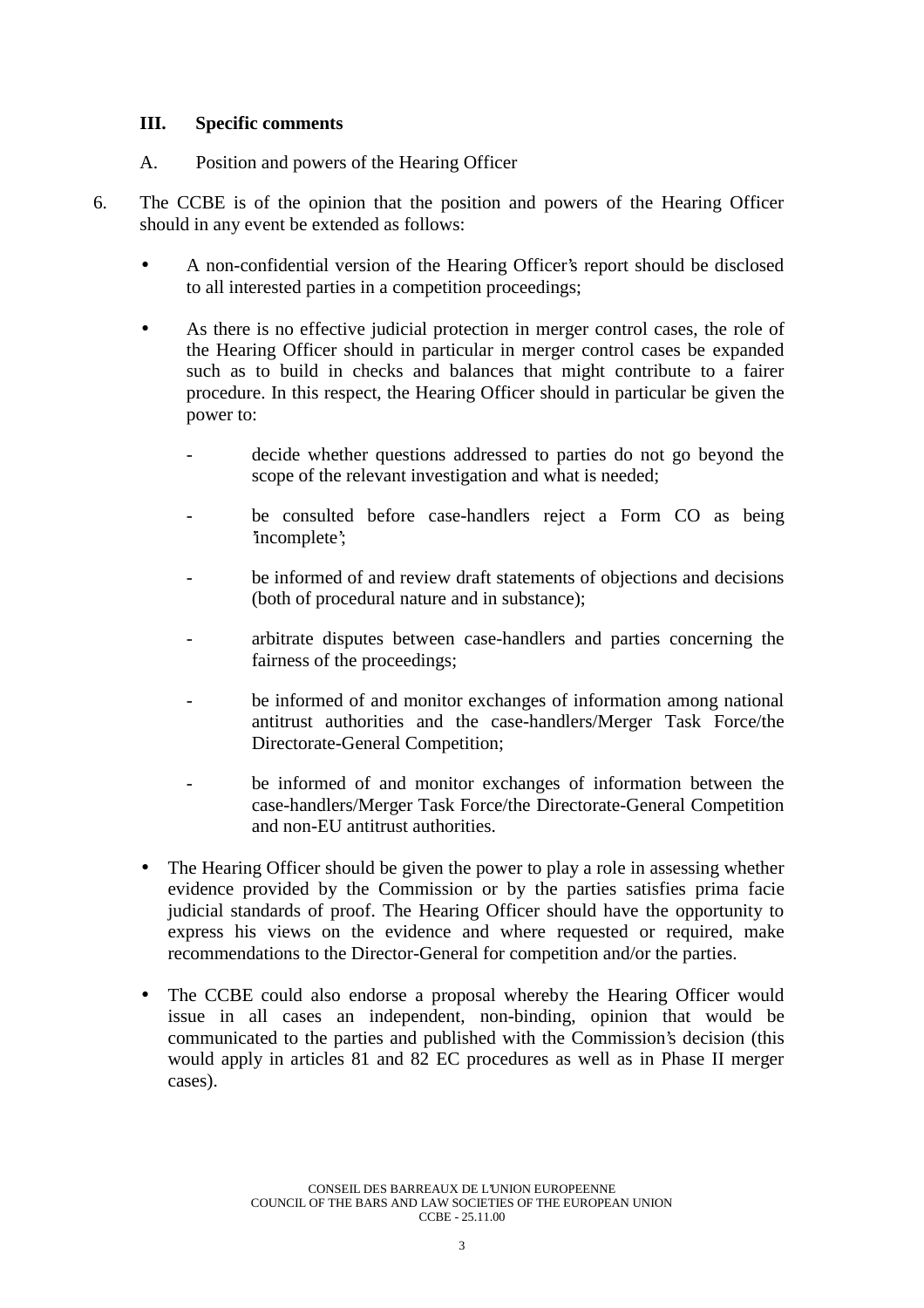## III. Specific comments

A. Position and powers of the Hearing Officer

6. The CCBE is of the opinion that the position and powers of the Hearing Officer should in any event be extended as follows:

   - A non-confidential version of the Hearing Officer's report should be disclosed to all interested parties in a competition proceedings;

   - As there is no effective judicial protection in merger control cases, the role of the Hearing Officer should in particular in merger control cases be expanded such as to build in checks and balances that might contribute to a fairer procedure. In this respect, the Hearing Officer should in particular be given the power to:

     - decide whether questions addressed to parties do not go beyond the scope of the relevant investigation and what is needed;

     - be consulted before case-handlers reject a Form CO as being "incomplete";

     - be informed of and review draft statements of objections and decisions (both of procedural nature and in substance);

     - arbitrate disputes between case-handlers and parties concerning the fairness of the proceedings;

     - be informed of and monitor exchanges of information among national antitrust authorities and the case-handlers/Merger Task Force/the Directorate-General Competition;

     - be informed of and monitor exchanges of information between the case-handlers/Merger Task Force/the Directorate-General Competition and non-EU antitrust authorities.

   - The Hearing Officer should be given the power to play a role in assessing whether evidence provided by the Commission or by the parties satisfies prima facie judicial standards of proof. The Hearing Officer should have the opportunity to express his views on the evidence and where requested or required, make recommendations to the Director-General for competition and/or the parties.

   - The CCBE could also endorse a proposal whereby the Hearing Officer would issue in all cases an independent, non-binding, opinion that would be communicated to the parties and published with the Commission's decision (this would apply in articles 81 and 82 EC procedures as well as in Phase II merger cases).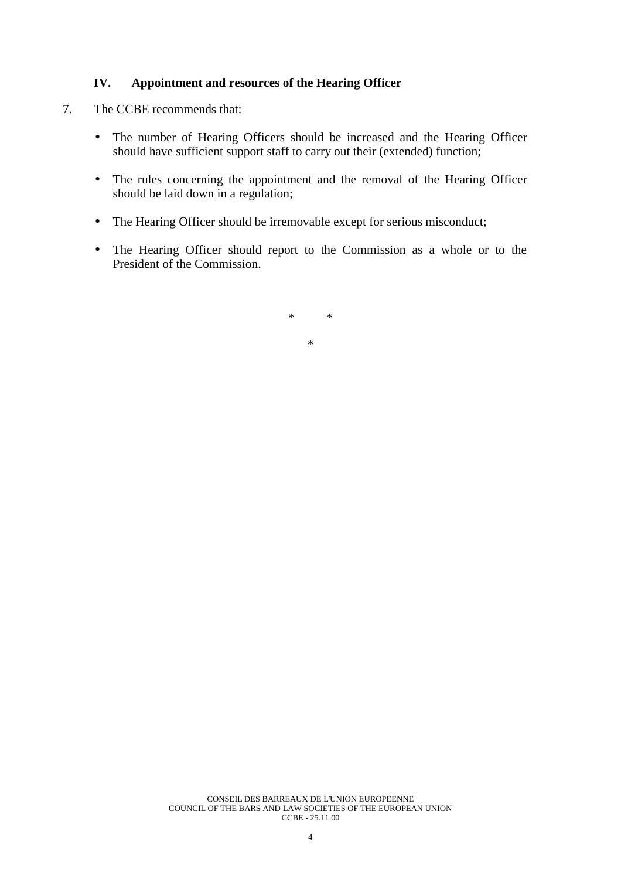## IV. Appointment and resources of the Hearing Officer

7. The CCBE recommends that:

- The number of Hearing Officers should be increased and the Hearing Officer should have sufficient support staff to carry out their (extended) function;
- The rules concerning the appointment and the removal of the Hearing Officer should be laid down in a regulation;
- The Hearing Officer should be irremovable except for serious misconduct;
- The Hearing Officer should report to the Commission as a whole or to the President of the Commission.

\* \*

\*